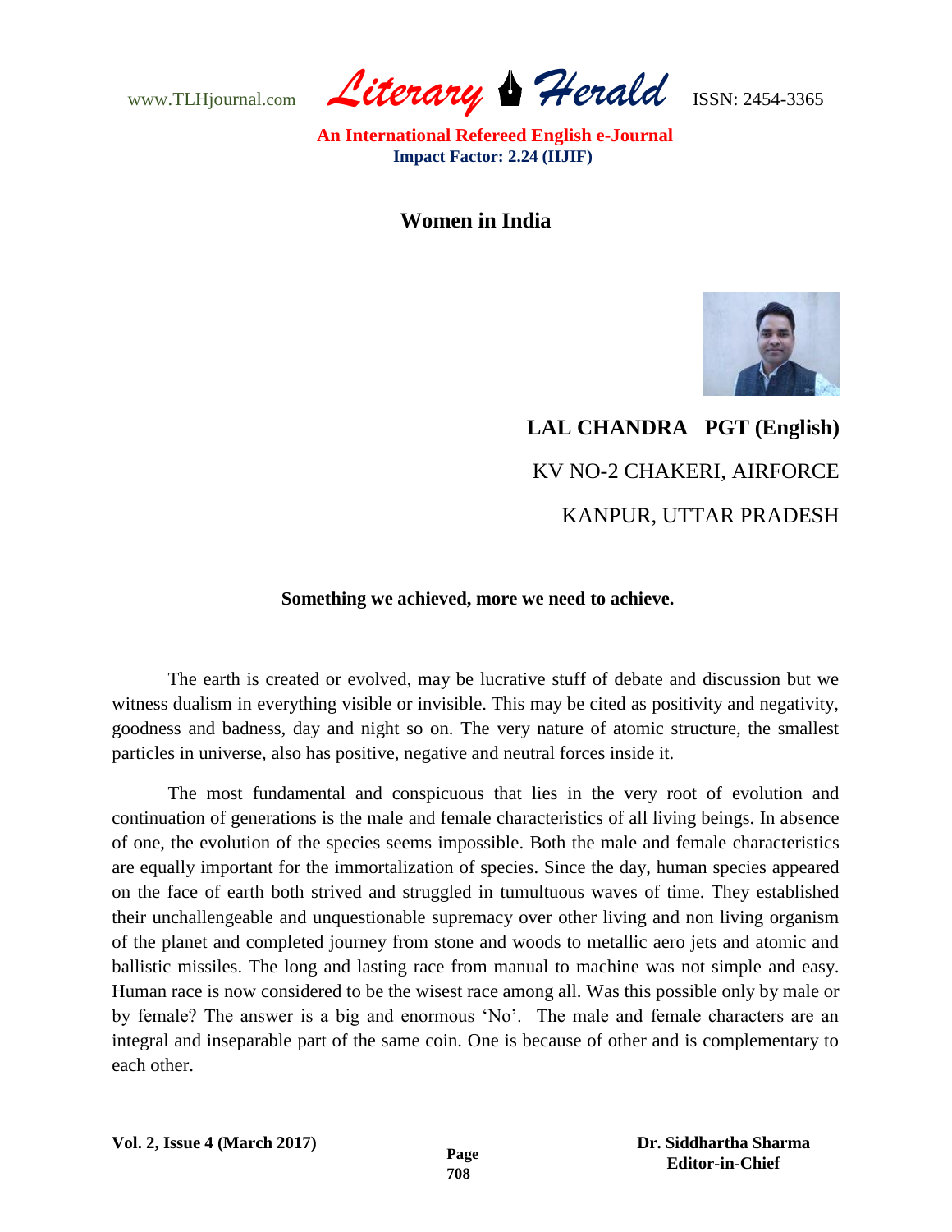# Women in India

**LAL CHANDRA PGT (English)**

KV NO-2 CHAKERI, AIRFORCE

KANPUR, UTTAR PRADESH

**Something we achieved, more we need to achieve.**

The earth is created or evolved, may be lucrative stuff of debate and discussion but we witness dualism in everything visible or invisible. This may be cited as positivity and negativity, goodness and badness, day and night so on. The very nature of atomic structure, the smallest particles in universe, also has positive, negative and neutral forces inside it.

The most fundamental and conspicuous that lies in the very root of evolution and continuation of generations is the male and female characteristics of all living beings. In absence of one, the evolution of the species seems impossible. Both the male and female characteristics are equally important for the immortalization of species. Since the day, human species appeared on the face of earth both strived and struggled in tumultuous waves of time. They established their unchallengeable and unquestionable supremacy over other living and non living organism of the planet and completed journey from stone and woods to metallic aero jets and atomic and ballistic missiles. The long and lasting race from manual to machine was not simple and easy. Human race is now considered to be the wisest race among all. Was this possible only by male or by female? The answer is a big and enormous 'No'. The male and female characters are an integral and inseparable part of the same coin. One is because of other and is complementary to each other.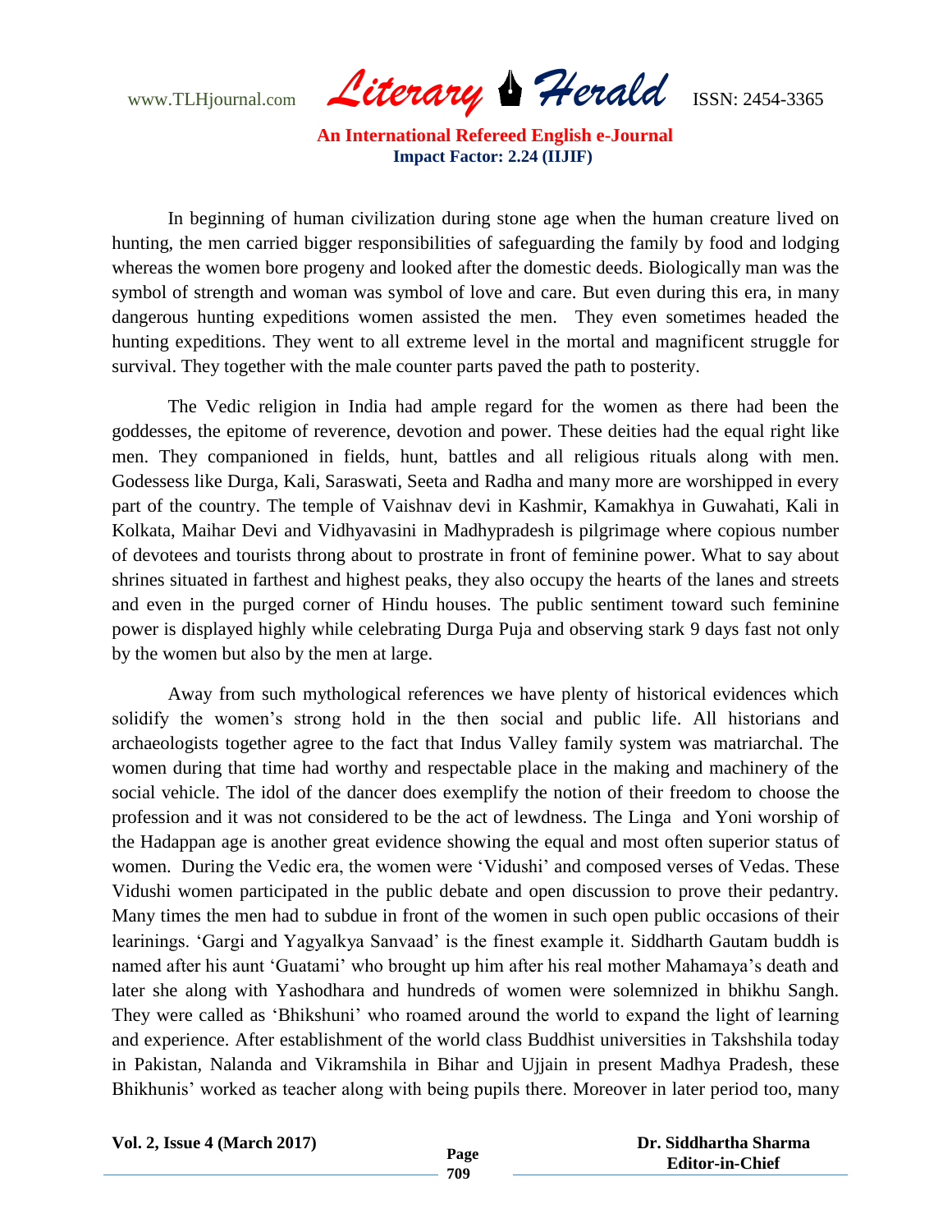In beginning of human civilization during stone age when the human creature lived on hunting, the men carried bigger responsibilities of safeguarding the family by food and lodging whereas the women bore progeny and looked after the domestic deeds. Biologically man was the symbol of strength and woman was symbol of love and care. But even during this era, in many dangerous hunting expeditions women assisted the men. They even sometimes headed the hunting expeditions. They went to all extreme level in the mortal and magnificent struggle for survival. They together with the male counter parts paved the path to posterity.

The Vedic religion in India had ample regard for the women as there had been the goddesses, the epitome of reverence, devotion and power. These deities had the equal right like men. They companioned in fields, hunt, battles and all religious rituals along with men. Godessess like Durga, Kali, Saraswati, Seeta and Radha and many more are worshipped in every part of the country. The temple of Vaishnav devi in Kashmir, Kamakhya in Guwahati, Kali in Kolkata, Maihar Devi and Vidhyavasini in Madhypradesh is pilgrimage where copious number of devotees and tourists throng about to prostrate in front of feminine power. What to say about shrines situated in farthest and highest peaks, they also occupy the hearts of the lanes and streets and even in the purged corner of Hindu houses. The public sentiment toward such feminine power is displayed highly while celebrating Durga Puja and observing stark 9 days fast not only by the women but also by the men at large.

Away from such mythological references we have plenty of historical evidences which solidify the women's strong hold in the then social and public life. All historians and archaeologists together agree to the fact that Indus Valley family system was matriarchal. The women during that time had worthy and respectable place in the making and machinery of the social vehicle. The idol of the dancer does exemplify the notion of their freedom to choose the profession and it was not considered to be the act of lewdness. The Linga and Yoni worship of the Hadappan age is another great evidence showing the equal and most often superior status of women. During the Vedic era, the women were 'Vidushi' and composed verses of Vedas. These Vidushi women participated in the public debate and open discussion to prove their pedantry. Many times the men had to subdue in front of the women in such open public occasions of their learinings. 'Gargi and Yagyalkya Sanvaad' is the finest example it. Siddharth Gautam buddh is named after his aunt 'Guatami' who brought up him after his real mother Mahamaya's death and later she along with Yashodhara and hundreds of women were solemnized in bhikhu Sangh. They were called as 'Bhikshuni' who roamed around the world to expand the light of learning and experience. After establishment of the world class Buddhist universities in Takshshila today in Pakistan, Nalanda and Vikramshila in Bihar and Ujjain in present Madhya Pradesh, these Bhikhunis' worked as teacher along with being pupils there. Moreover in later period too, many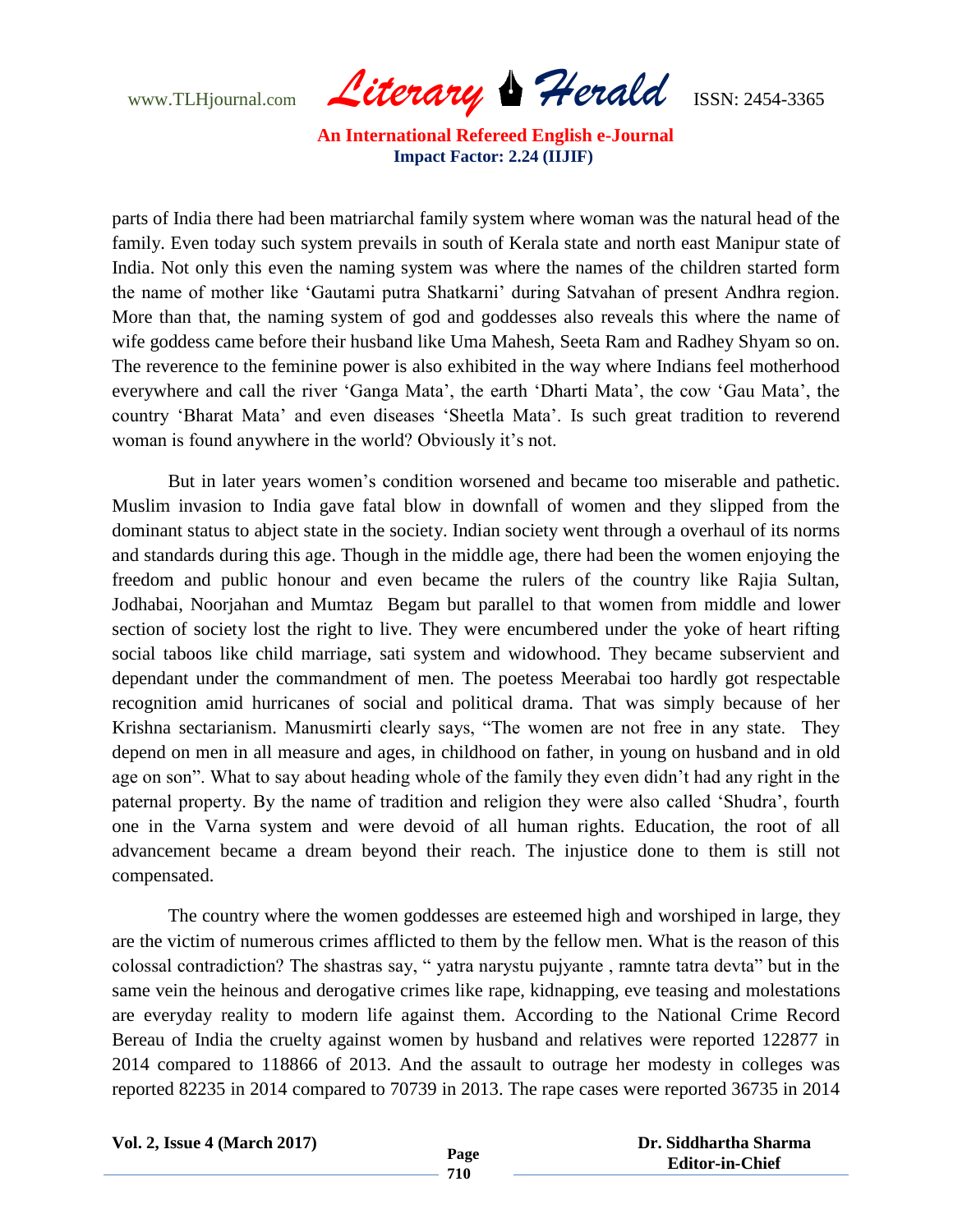parts of India there had been matriarchal family system where woman was the natural head of the family. Even today such system prevails in south of Kerala state and north east Manipur state of India. Not only this even the naming system was where the names of the children started form the name of mother like 'Gautami putra Shatkarni' during Satvahan of present Andhra region. More than that, the naming system of god and goddesses also reveals this where the name of wife goddess came before their husband like Uma Mahesh, Seeta Ram and Radhey Shyam so on. The reverence to the feminine power is also exhibited in the way where Indians feel motherhood everywhere and call the river 'Ganga Mata', the earth 'Dharti Mata', the cow 'Gau Mata', the country 'Bharat Mata' and even diseases 'Sheetla Mata'. Is such great tradition to reverend woman is found anywhere in the world? Obviously it's not.

But in later years women's condition worsened and became too miserable and pathetic. Muslim invasion to India gave fatal blow in downfall of women and they slipped from the dominant status to abject state in the society. Indian society went through a overhaul of its norms and standards during this age. Though in the middle age, there had been the women enjoying the freedom and public honour and even became the rulers of the country like Rajia Sultan, Jodhabai, Noorjahan and Mumtaz Begam but parallel to that women from middle and lower section of society lost the right to live. They were encumbered under the yoke of heart rifting social taboos like child marriage, sati system and widowhood. They became subservient and dependant under the commandment of men. The poetess Meerabai too hardly got respectable recognition amid hurricanes of social and political drama. That was simply because of her Krishna sectarianism. Manusmirti clearly says, "The women are not free in any state. They depend on men in all measure and ages, in childhood on father, in young on husband and in old age on son". What to say about heading whole of the family they even didn't had any right in the paternal property. By the name of tradition and religion they were also called 'Shudra', fourth one in the Varna system and were devoid of all human rights. Education, the root of all advancement became a dream beyond their reach. The injustice done to them is still not compensated.

The country where the women goddesses are esteemed high and worshiped in large, they are the victim of numerous crimes afflicted to them by the fellow men. What is the reason of this colossal contradiction? The shastras say, " yatra narystu pujyante , ramnte tatra devta" but in the same vein the heinous and derogative crimes like rape, kidnapping, eve teasing and molestations are everyday reality to modern life against them. According to the National Crime Record Bereau of India the cruelty against women by husband and relatives were reported 122877 in 2014 compared to 118866 of 2013. And the assault to outrage her modesty in colleges was reported 82235 in 2014 compared to 70739 in 2013. The rape cases were reported 36735 in 2014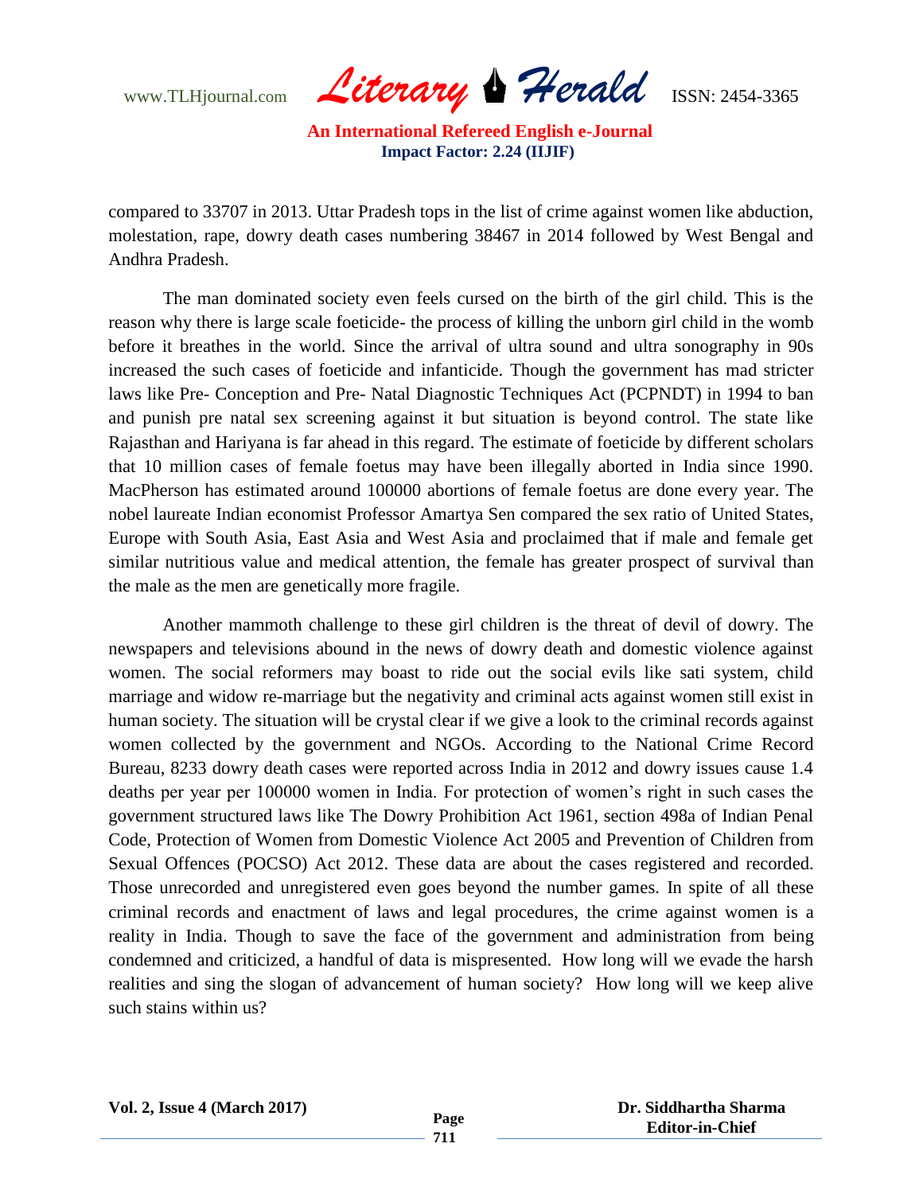compared to 33707 in 2013. Uttar Pradesh tops in the list of crime against women like abduction, molestation, rape, dowry death cases numbering 38467 in 2014 followed by West Bengal and Andhra Pradesh.

The man dominated society even feels cursed on the birth of the girl child. This is the reason why there is large scale foeticide- the process of killing the unborn girl child in the womb before it breathes in the world. Since the arrival of ultra sound and ultra sonography in 90s increased the such cases of foeticide and infanticide. Though the government has mad stricter laws like Pre- Conception and Pre- Natal Diagnostic Techniques Act (PCPNDT) in 1994 to ban and punish pre natal sex screening against it but situation is beyond control. The state like Rajasthan and Hariyana is far ahead in this regard. The estimate of foeticide by different scholars that 10 million cases of female foetus may have been illegally aborted in India since 1990. MacPherson has estimated around 100000 abortions of female foetus are done every year. The nobel laureate Indian economist Professor Amartya Sen compared the sex ratio of United States, Europe with South Asia, East Asia and West Asia and proclaimed that if male and female get similar nutritious value and medical attention, the female has greater prospect of survival than the male as the men are genetically more fragile.

Another mammoth challenge to these girl children is the threat of devil of dowry. The newspapers and televisions abound in the news of dowry death and domestic violence against women. The social reformers may boast to ride out the social evils like sati system, child marriage and widow re-marriage but the negativity and criminal acts against women still exist in human society. The situation will be crystal clear if we give a look to the criminal records against women collected by the government and NGOs. According to the National Crime Record Bureau, 8233 dowry death cases were reported across India in 2012 and dowry issues cause 1.4 deaths per year per 100000 women in India. For protection of women's right in such cases the government structured laws like The Dowry Prohibition Act 1961, section 498a of Indian Penal Code, Protection of Women from Domestic Violence Act 2005 and Prevention of Children from Sexual Offences (POCSO) Act 2012. These data are about the cases registered and recorded. Those unrecorded and unregistered even goes beyond the number games. In spite of all these criminal records and enactment of laws and legal procedures, the crime against women is a reality in India. Though to save the face of the government and administration from being condemned and criticized, a handful of data is mispresented. How long will we evade the harsh realities and sing the slogan of advancement of human society? How long will we keep alive such stains within us?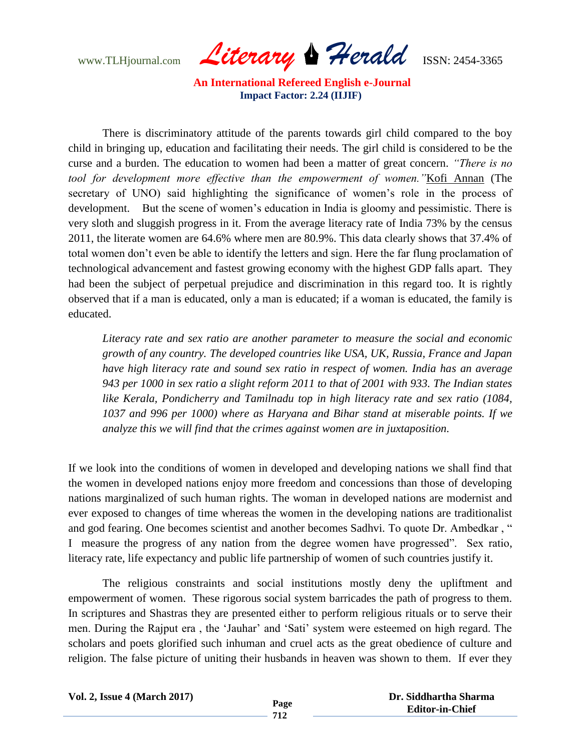There is discriminatory attitude of the parents towards girl child compared to the boy child in bringing up, education and facilitating their needs. The girl child is considered to be the curse and a burden. The education to women had been a matter of great concern. *"There is no tool for development more effective than the empowerment of women."* Kofi Annan (The secretary of UNO) said highlighting the significance of women's role in the process of development. But the scene of women's education in India is gloomy and pessimistic. There is very sloth and sluggish progress in it. From the average literacy rate of India 73% by the census 2011, the literate women are 64.6% where men are 80.9%. This data clearly shows that 37.4% of total women don't even be able to identify the letters and sign. Here the far flung proclamation of technological advancement and fastest growing economy with the highest GDP falls apart. They had been the subject of perpetual prejudice and discrimination in this regard too. It is rightly observed that if a man is educated, only a man is educated; if a woman is educated, the family is educated.

> *Literacy rate and sex ratio are another parameter to measure the social and economic growth of any country. The developed countries like USA, UK, Russia, France and Japan have high literacy rate and sound sex ratio in respect of women. India has an average 943 per 1000 in sex ratio a slight reform 2011 to that of 2001 with 933. The Indian states like Kerala, Pondicherry and Tamilnadu top in high literacy rate and sex ratio (1084, 1037 and 996 per 1000) where as Haryana and Bihar stand at miserable points. If we analyze this we will find that the crimes against women are in juxtaposition.*

If we look into the conditions of women in developed and developing nations we shall find that the women in developed nations enjoy more freedom and concessions than those of developing nations marginalized of such human rights. The woman in developed nations are modernist and ever exposed to changes of time whereas the women in the developing nations are traditionalist and god fearing. One becomes scientist and another becomes Sadhvi. To quote Dr. Ambedkar , " I measure the progress of any nation from the degree women have progressed". Sex ratio, literacy rate, life expectancy and public life partnership of women of such countries justify it.

The religious constraints and social institutions mostly deny the upliftment and empowerment of women. These rigorous social system barricades the path of progress to them. In scriptures and Shastras they are presented either to perform religious rituals or to serve their men. During the Rajput era , the 'Jauhar' and 'Sati' system were esteemed on high regard. The scholars and poets glorified such inhuman and cruel acts as the great obedience of culture and religion. The false picture of uniting their husbands in heaven was shown to them. If ever they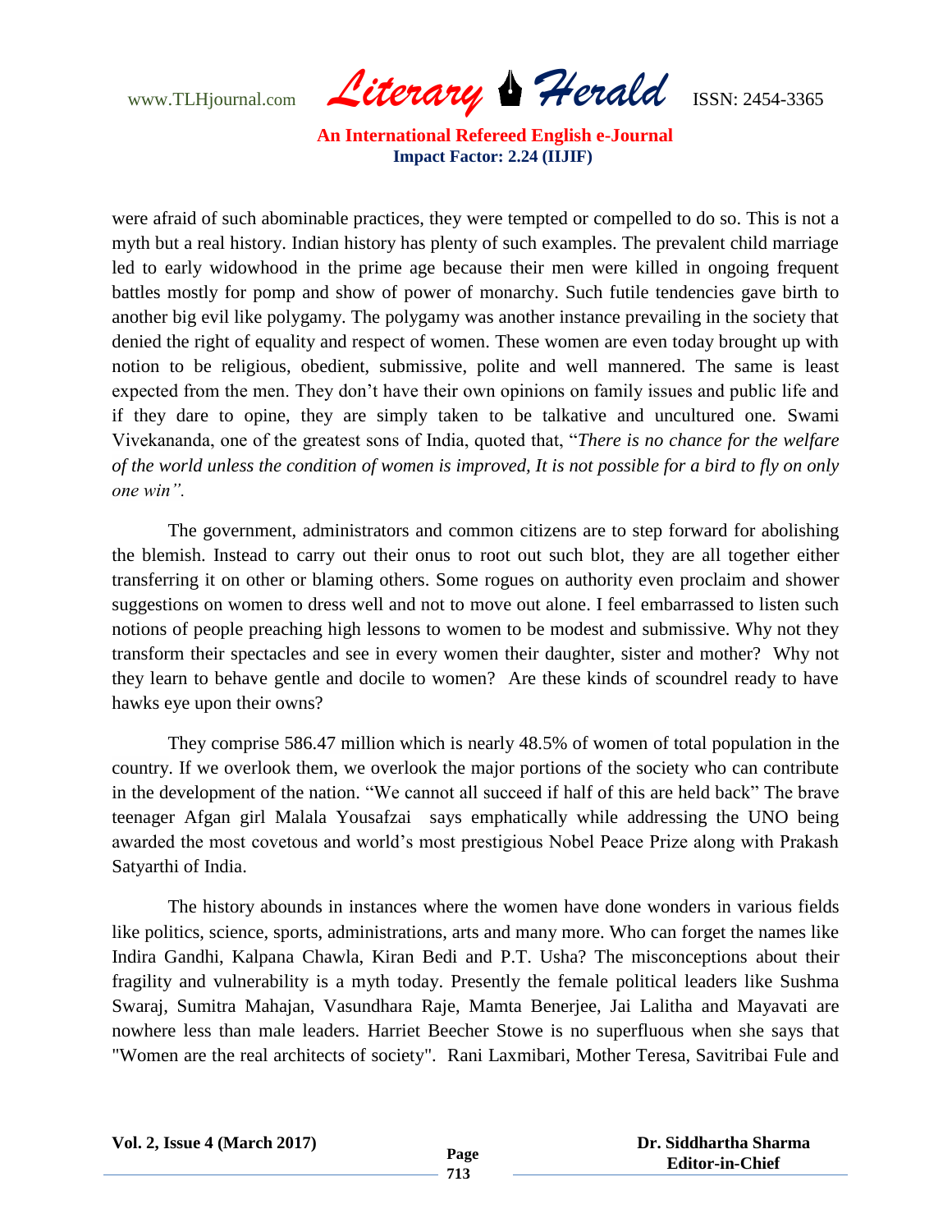were afraid of such abominable practices, they were tempted or compelled to do so. This is not a myth but a real history. Indian history has plenty of such examples. The prevalent child marriage led to early widowhood in the prime age because their men were killed in ongoing frequent battles mostly for pomp and show of power of monarchy. Such futile tendencies gave birth to another big evil like polygamy. The polygamy was another instance prevailing in the society that denied the right of equality and respect of women. These women are even today brought up with notion to be religious, obedient, submissive, polite and well mannered. The same is least expected from the men. They don't have their own opinions on family issues and public life and if they dare to opine, they are simply taken to be talkative and uncultured one. Swami Vivekananda, one of the greatest sons of India, quoted that, "*There is no chance for the welfare of the world unless the condition of women is improved, It is not possible for a bird to fly on only one win".*

The government, administrators and common citizens are to step forward for abolishing the blemish. Instead to carry out their onus to root out such blot, they are all together either transferring it on other or blaming others. Some rogues on authority even proclaim and shower suggestions on women to dress well and not to move out alone. I feel embarrassed to listen such notions of people preaching high lessons to women to be modest and submissive. Why not they transform their spectacles and see in every women their daughter, sister and mother? Why not they learn to behave gentle and docile to women? Are these kinds of scoundrel ready to have hawks eye upon their owns?

They comprise 586.47 million which is nearly 48.5% of women of total population in the country. If we overlook them, we overlook the major portions of the society who can contribute in the development of the nation. "We cannot all succeed if half of this are held back" The brave teenager Afgan girl Malala Yousafzai says emphatically while addressing the UNO being awarded the most covetous and world's most prestigious Nobel Peace Prize along with Prakash Satyarthi of India.

The history abounds in instances where the women have done wonders in various fields like politics, science, sports, administrations, arts and many more. Who can forget the names like Indira Gandhi, Kalpana Chawla, Kiran Bedi and P.T. Usha? The misconceptions about their fragility and vulnerability is a myth today. Presently the female political leaders like Sushma Swaraj, Sumitra Mahajan, Vasundhara Raje, Mamta Benerjee, Jai Lalitha and Mayavati are nowhere less than male leaders. Harriet Beecher Stowe is no superfluous when she says that "Women are the real architects of society". Rani Laxmibari, Mother Teresa, Savitribai Fule and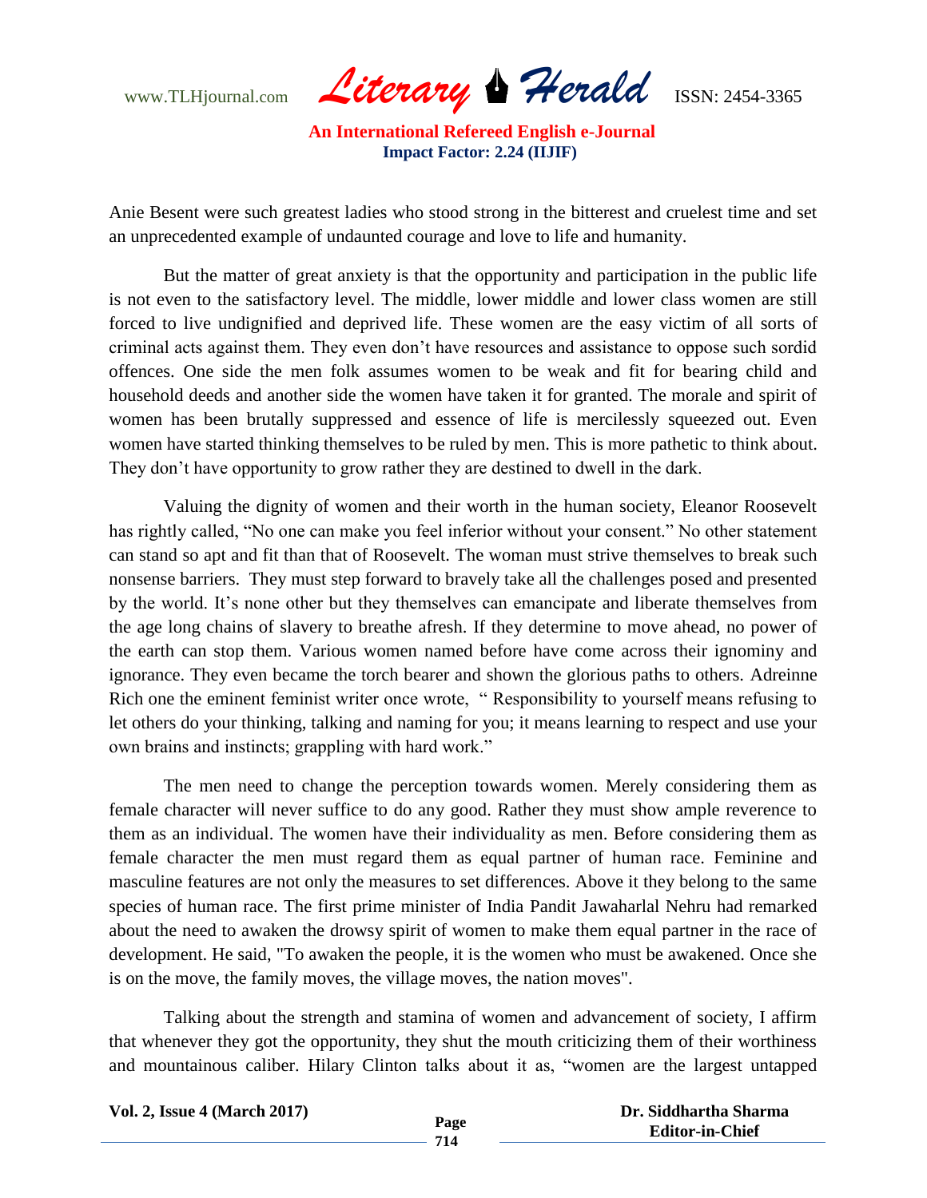Anie Besent were such greatest ladies who stood strong in the bitterest and cruelest time and set an unprecedented example of undaunted courage and love to life and humanity.

But the matter of great anxiety is that the opportunity and participation in the public life is not even to the satisfactory level. The middle, lower middle and lower class women are still forced to live undignified and deprived life. These women are the easy victim of all sorts of criminal acts against them. They even don't have resources and assistance to oppose such sordid offences. One side the men folk assumes women to be weak and fit for bearing child and household deeds and another side the women have taken it for granted. The morale and spirit of women has been brutally suppressed and essence of life is mercilessly squeezed out. Even women have started thinking themselves to be ruled by men. This is more pathetic to think about. They don't have opportunity to grow rather they are destined to dwell in the dark.

Valuing the dignity of women and their worth in the human society, Eleanor Roosevelt has rightly called, "No one can make you feel inferior without your consent." No other statement can stand so apt and fit than that of Roosevelt. The woman must strive themselves to break such nonsense barriers. They must step forward to bravely take all the challenges posed and presented by the world. It's none other but they themselves can emancipate and liberate themselves from the age long chains of slavery to breathe afresh. If they determine to move ahead, no power of the earth can stop them. Various women named before have come across their ignominy and ignorance. They even became the torch bearer and shown the glorious paths to others. Adreinne Rich one the eminent feminist writer once wrote, " Responsibility to yourself means refusing to let others do your thinking, talking and naming for you; it means learning to respect and use your own brains and instincts; grappling with hard work."

The men need to change the perception towards women. Merely considering them as female character will never suffice to do any good. Rather they must show ample reverence to them as an individual. The women have their individuality as men. Before considering them as female character the men must regard them as equal partner of human race. Feminine and masculine features are not only the measures to set differences. Above it they belong to the same species of human race. The first prime minister of India Pandit Jawaharlal Nehru had remarked about the need to awaken the drowsy spirit of women to make them equal partner in the race of development. He said, "To awaken the people, it is the women who must be awakened. Once she is on the move, the family moves, the village moves, the nation moves".

Talking about the strength and stamina of women and advancement of society, I affirm that whenever they got the opportunity, they shut the mouth criticizing them of their worthiness and mountainous caliber. Hilary Clinton talks about it as, "women are the largest untapped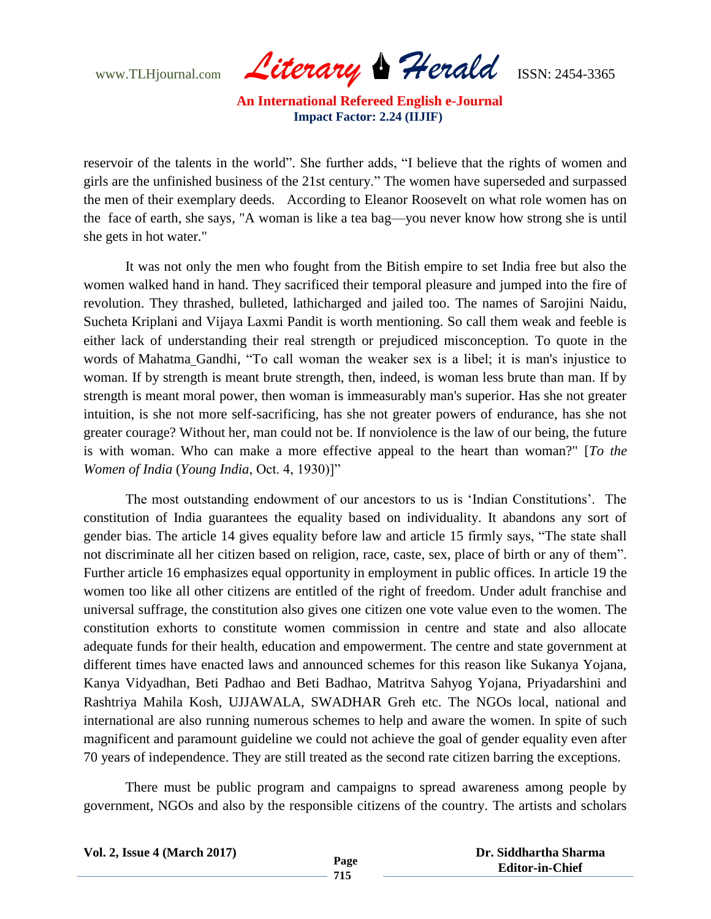reservoir of the talents in the world". She further adds, "I believe that the rights of women and girls are the unfinished business of the 21st century." The women have superseded and surpassed the men of their exemplary deeds. According to Eleanor Roosevelt on what role women has on the face of earth, she says, "A woman is like a tea bag—you never know how strong she is until she gets in hot water."

It was not only the men who fought from the Bitish empire to set India free but also the women walked hand in hand. They sacrificed their temporal pleasure and jumped into the fire of revolution. They thrashed, bulleted, lathicharged and jailed too. The names of Sarojini Naidu, Sucheta Kriplani and Vijaya Laxmi Pandit is worth mentioning. So call them weak and feeble is either lack of understanding their real strength or prejudiced misconception. To quote in the words of Mahatma_Gandhi, "To call woman the weaker sex is a libel; it is man's injustice to woman. If by strength is meant brute strength, then, indeed, is woman less brute than man. If by strength is meant moral power, then woman is immeasurably man's superior. Has she not greater intuition, is she not more self-sacrificing, has she not greater powers of endurance, has she not greater courage? Without her, man could not be. If nonviolence is the law of our being, the future is with woman. Who can make a more effective appeal to the heart than woman?" [*To the Women of India* (*Young India*, Oct. 4, 1930)]"

The most outstanding endowment of our ancestors to us is 'Indian Constitutions'. The constitution of India guarantees the equality based on individuality. It abandons any sort of gender bias. The article 14 gives equality before law and article 15 firmly says, "The state shall not discriminate all her citizen based on religion, race, caste, sex, place of birth or any of them". Further article 16 emphasizes equal opportunity in employment in public offices. In article 19 the women too like all other citizens are entitled of the right of freedom. Under adult franchise and universal suffrage, the constitution also gives one citizen one vote value even to the women. The constitution exhorts to constitute women commission in centre and state and also allocate adequate funds for their health, education and empowerment. The centre and state government at different times have enacted laws and announced schemes for this reason like Sukanya Yojana, Kanya Vidyadhan, Beti Padhao and Beti Badhao, Matritva Sahyog Yojana, Priyadarshini and Rashtriya Mahila Kosh, UJJAWALA, SWADHAR Greh etc. The NGOs local, national and international are also running numerous schemes to help and aware the women. In spite of such magnificent and paramount guideline we could not achieve the goal of gender equality even after 70 years of independence. They are still treated as the second rate citizen barring the exceptions.

There must be public program and campaigns to spread awareness among people by government, NGOs and also by the responsible citizens of the country. The artists and scholars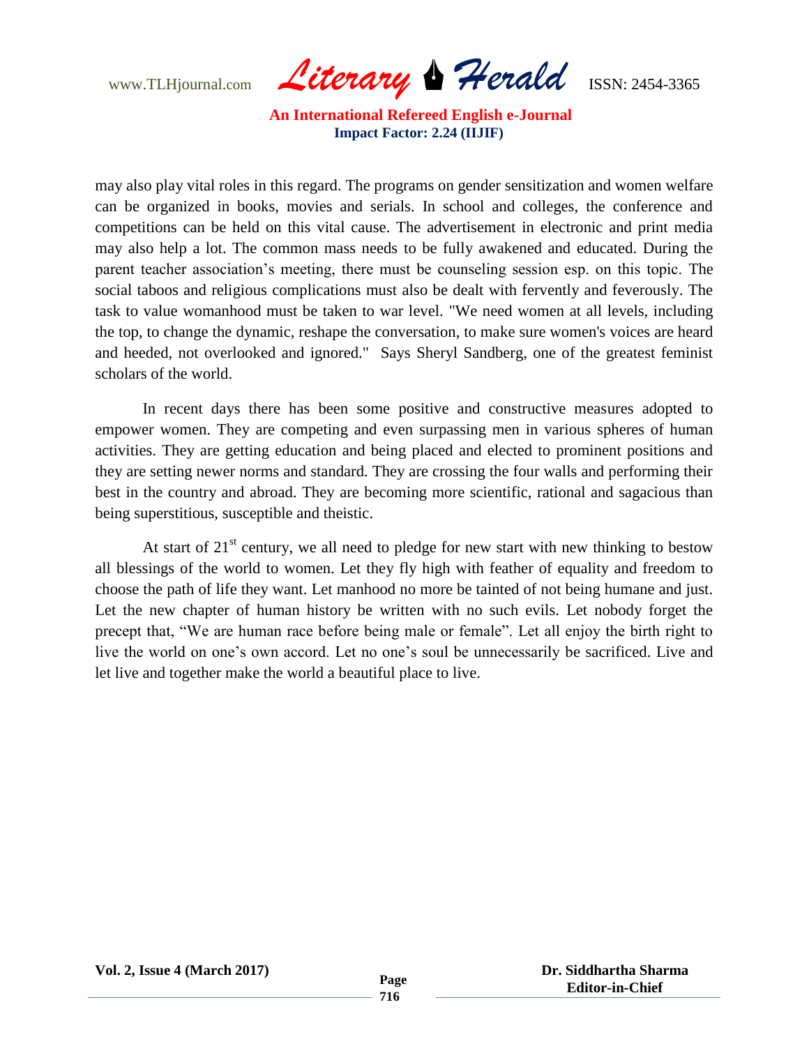may also play vital roles in this regard. The programs on gender sensitization and women welfare can be organized in books, movies and serials. In school and colleges, the conference and competitions can be held on this vital cause. The advertisement in electronic and print media may also help a lot. The common mass needs to be fully awakened and educated. During the parent teacher association's meeting, there must be counseling session esp. on this topic. The social taboos and religious complications must also be dealt with fervently and feverously. The task to value womanhood must be taken to war level. "We need women at all levels, including the top, to change the dynamic, reshape the conversation, to make sure women's voices are heard and heeded, not overlooked and ignored." Says Sheryl Sandberg, one of the greatest feminist scholars of the world.

In recent days there has been some positive and constructive measures adopted to empower women. They are competing and even surpassing men in various spheres of human activities. They are getting education and being placed and elected to prominent positions and they are setting newer norms and standard. They are crossing the four walls and performing their best in the country and abroad. They are becoming more scientific, rational and sagacious than being superstitious, susceptible and theistic.

At start of 21st century, we all need to pledge for new start with new thinking to bestow all blessings of the world to women. Let they fly high with feather of equality and freedom to choose the path of life they want. Let manhood no more be tainted of not being humane and just. Let the new chapter of human history be written with no such evils. Let nobody forget the precept that, "We are human race before being male or female". Let all enjoy the birth right to live the world on one's own accord. Let no one's soul be unnecessarily be sacrificed. Live and let live and together make the world a beautiful place to live.